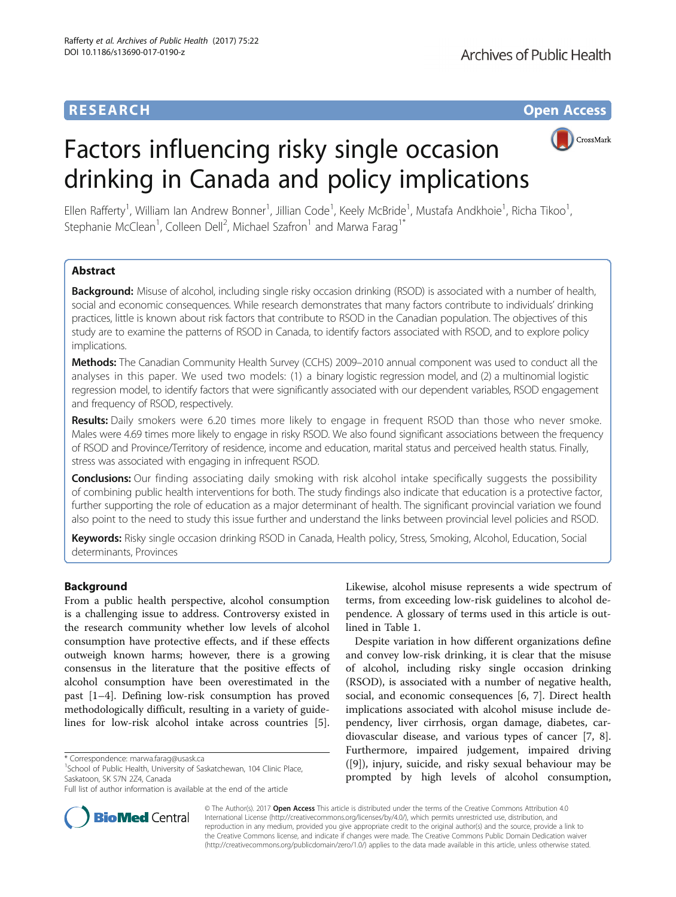**RESEARCH** **Open Access**

# Factors influencing risky single occasion drinking in Canada and policy implications

Ellen Rafferty[1], William Ian Andrew Bonner[1], Jillian Code[1], Keely McBride[1], Mustafa Andkhoie[1], Richa Tikoo[1], Stephanie McClean[1], Colleen Dell[2], Michael Szafron[1] and Marwa Farag[1*]

## Abstract

**Background:** Misuse of alcohol, including single risky occasion drinking (RSOD) is associated with a number of health, social and economic consequences. While research demonstrates that many factors contribute to individuals' drinking practices, little is known about risk factors that contribute to RSOD in the Canadian population. The objectives of this study are to examine the patterns of RSOD in Canada, to identify factors associated with RSOD, and to explore policy implications.

**Methods:** The Canadian Community Health Survey (CCHS) 2009–2010 annual component was used to conduct all the analyses in this paper. We used two models: (1) a binary logistic regression model, and (2) a multinomial logistic regression model, to identify factors that were significantly associated with our dependent variables, RSOD engagement and frequency of RSOD, respectively.

**Results:** Daily smokers were 6.20 times more likely to engage in frequent RSOD than those who never smoke. Males were 4.69 times more likely to engage in risky RSOD. We also found significant associations between the frequency of RSOD and Province/Territory of residence, income and education, marital status and perceived health status. Finally, stress was associated with engaging in infrequent RSOD.

**Conclusions:** Our finding associating daily smoking with risk alcohol intake specifically suggests the possibility of combining public health interventions for both. The study findings also indicate that education is a protective factor, further supporting the role of education as a major determinant of health. The significant provincial variation we found also point to the need to study this issue further and understand the links between provincial level policies and RSOD.

**Keywords:** Risky single occasion drinking RSOD in Canada, Health policy, Stress, Smoking, Alcohol, Education, Social determinants, Provinces

## Background

From a public health perspective, alcohol consumption is a challenging issue to address. Controversy existed in the research community whether low levels of alcohol consumption have protective effects, and if these effects outweigh known harms; however, there is a growing consensus in the literature that the positive effects of alcohol consumption have been overestimated in the past [1–4]. Defining low-risk consumption has proved methodologically difficult, resulting in a variety of guidelines for low-risk alcohol intake across countries [5]. Likewise, alcohol misuse represents a wide spectrum of terms, from exceeding low-risk guidelines to alcohol dependence. A glossary of terms used in this article is outlined in Table 1.

Despite variation in how different organizations define and convey low-risk drinking, it is clear that the misuse of alcohol, including risky single occasion drinking (RSOD), is associated with a number of negative health, social, and economic consequences [6, 7]. Direct health implications associated with alcohol misuse include dependency, liver cirrhosis, organ damage, diabetes, cardiovascular disease, and various types of cancer [7, 8]. Furthermore, impaired judgement, impaired driving ([9]), injury, suicide, and risky sexual behaviour may be prompted by high levels of alcohol consumption,

\* Correspondence: marwa.farag@usask.ca
[1]School of Public Health, University of Saskatchewan, 104 Clinic Place, Saskatoon, SK S7N 2Z4, Canada
Full list of author information is available at the end of the article

© The Author(s). 2017 **Open Access** This article is distributed under the terms of the Creative Commons Attribution 4.0 International License (http://creativecommons.org/licenses/by/4.0/), which permits unrestricted use, distribution, and reproduction in any medium, provided you give appropriate credit to the original author(s) and the source, provide a link to the Creative Commons license, and indicate if changes were made. The Creative Commons Public Domain Dedication waiver (http://creativecommons.org/publicdomain/zero/1.0/) applies to the data made available in this article, unless otherwise stated.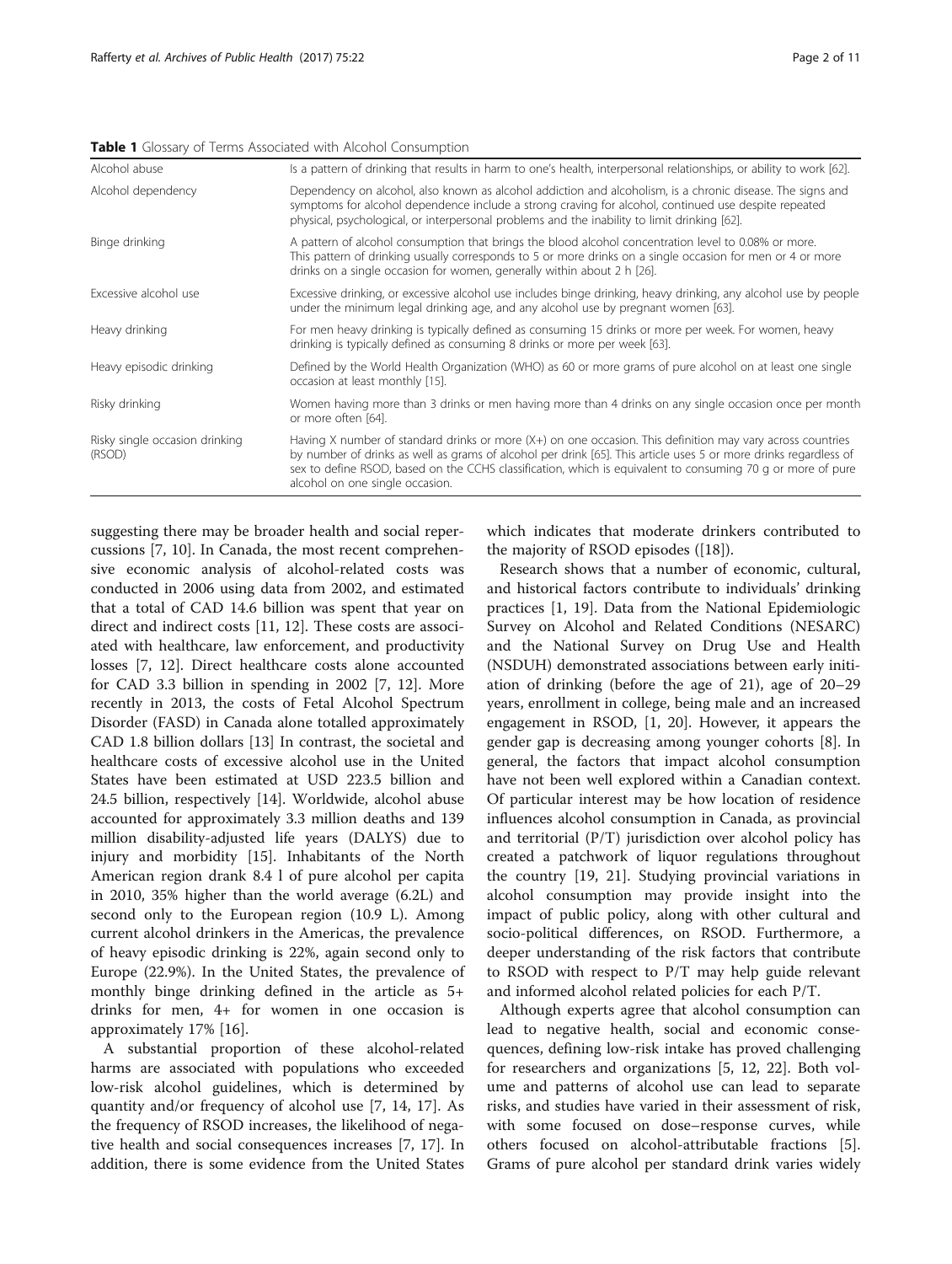**Table 1** Glossary of Terms Associated with Alcohol Consumption

| | |
|---|---|
| Alcohol abuse | Is a pattern of drinking that results in harm to one's health, interpersonal relationships, or ability to work [62]. |
| Alcohol dependency | Dependency on alcohol, also known as alcohol addiction and alcoholism, is a chronic disease. The signs and symptoms for alcohol dependence include a strong craving for alcohol, continued use despite repeated physical, psychological, or interpersonal problems and the inability to limit drinking [62]. |
| Binge drinking | A pattern of alcohol consumption that brings the blood alcohol concentration level to 0.08% or more. This pattern of drinking usually corresponds to 5 or more drinks on a single occasion for men or 4 or more drinks on a single occasion for women, generally within about 2 h [26]. |
| Excessive alcohol use | Excessive drinking, or excessive alcohol use includes binge drinking, heavy drinking, any alcohol use by people under the minimum legal drinking age, and any alcohol use by pregnant women [63]. |
| Heavy drinking | For men heavy drinking is typically defined as consuming 15 drinks or more per week. For women, heavy drinking is typically defined as consuming 8 drinks or more per week [63]. |
| Heavy episodic drinking | Defined by the World Health Organization (WHO) as 60 or more grams of pure alcohol on at least one single occasion at least monthly [15]. |
| Risky drinking | Women having more than 3 drinks or men having more than 4 drinks on any single occasion once per month or more often [64]. |
| Risky single occasion drinking (RSOD) | Having X number of standard drinks or more (X+) on one occasion. This definition may vary across countries by number of drinks as well as grams of alcohol per drink [65]. This article uses 5 or more drinks regardless of sex to define RSOD, based on the CCHS classification, which is equivalent to consuming 70 g or more of pure alcohol on one single occasion. |

suggesting there may be broader health and social repercussions [7, 10]. In Canada, the most recent comprehensive economic analysis of alcohol-related costs was conducted in 2006 using data from 2002, and estimated that a total of CAD 14.6 billion was spent that year on direct and indirect costs [11, 12]. These costs are associated with healthcare, law enforcement, and productivity losses [7, 12]. Direct healthcare costs alone accounted for CAD 3.3 billion in spending in 2002 [7, 12]. More recently in 2013, the costs of Fetal Alcohol Spectrum Disorder (FASD) in Canada alone totalled approximately CAD 1.8 billion dollars [13] In contrast, the societal and healthcare costs of excessive alcohol use in the United States have been estimated at USD 223.5 billion and 24.5 billion, respectively [14]. Worldwide, alcohol abuse accounted for approximately 3.3 million deaths and 139 million disability-adjusted life years (DALYS) due to injury and morbidity [15]. Inhabitants of the North American region drank 8.4 l of pure alcohol per capita in 2010, 35% higher than the world average (6.2L) and second only to the European region (10.9 L). Among current alcohol drinkers in the Americas, the prevalence of heavy episodic drinking is 22%, again second only to Europe (22.9%). In the United States, the prevalence of monthly binge drinking defined in the article as 5+ drinks for men, 4+ for women in one occasion is approximately 17% [16].

A substantial proportion of these alcohol-related harms are associated with populations who exceeded low-risk alcohol guidelines, which is determined by quantity and/or frequency of alcohol use [7, 14, 17]. As the frequency of RSOD increases, the likelihood of negative health and social consequences increases [7, 17]. In addition, there is some evidence from the United States which indicates that moderate drinkers contributed to the majority of RSOD episodes ([18]).

Research shows that a number of economic, cultural, and historical factors contribute to individuals' drinking practices [1, 19]. Data from the National Epidemiologic Survey on Alcohol and Related Conditions (NESARC) and the National Survey on Drug Use and Health (NSDUH) demonstrated associations between early initiation of drinking (before the age of 21), age of 20–29 years, enrollment in college, being male and an increased engagement in RSOD, [1, 20]. However, it appears the gender gap is decreasing among younger cohorts [8]. In general, the factors that impact alcohol consumption have not been well explored within a Canadian context. Of particular interest may be how location of residence influences alcohol consumption in Canada, as provincial and territorial (P/T) jurisdiction over alcohol policy has created a patchwork of liquor regulations throughout the country [19, 21]. Studying provincial variations in alcohol consumption may provide insight into the impact of public policy, along with other cultural and socio-political differences, on RSOD. Furthermore, a deeper understanding of the risk factors that contribute to RSOD with respect to P/T may help guide relevant and informed alcohol related policies for each P/T.

Although experts agree that alcohol consumption can lead to negative health, social and economic consequences, defining low-risk intake has proved challenging for researchers and organizations [5, 12, 22]. Both volume and patterns of alcohol use can lead to separate risks, and studies have varied in their assessment of risk, with some focused on dose–response curves, while others focused on alcohol-attributable fractions [5]. Grams of pure alcohol per standard drink varies widely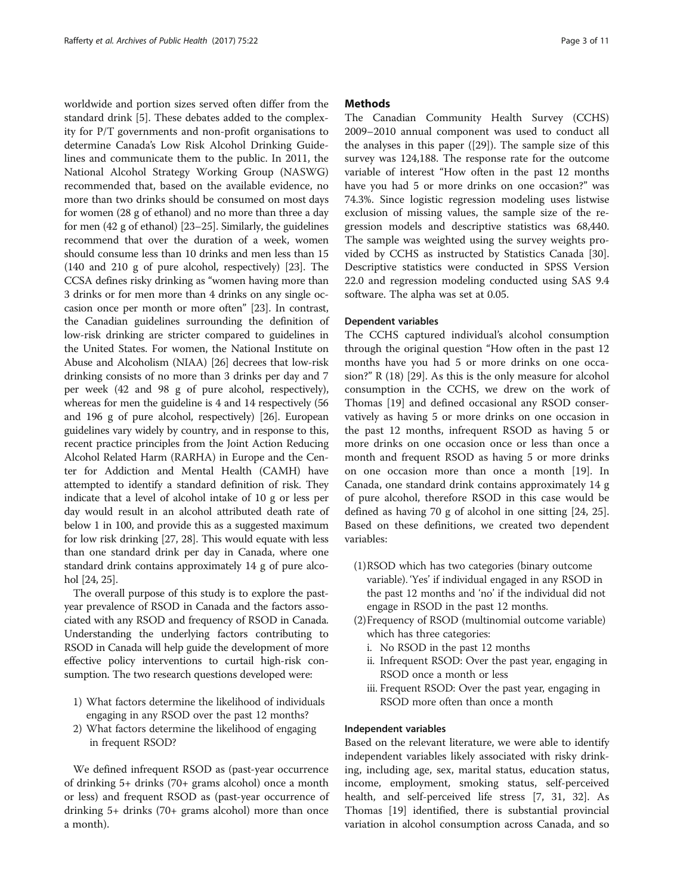worldwide and portion sizes served often differ from the standard drink [5]. These debates added to the complexity for P/T governments and non-profit organisations to determine Canada's Low Risk Alcohol Drinking Guidelines and communicate them to the public. In 2011, the National Alcohol Strategy Working Group (NASWG) recommended that, based on the available evidence, no more than two drinks should be consumed on most days for women (28 g of ethanol) and no more than three a day for men (42 g of ethanol) [23–25]. Similarly, the guidelines recommend that over the duration of a week, women should consume less than 10 drinks and men less than 15 (140 and 210 g of pure alcohol, respectively) [23]. The CCSA defines risky drinking as "women having more than 3 drinks or for men more than 4 drinks on any single occasion once per month or more often" [23]. In contrast, the Canadian guidelines surrounding the definition of low-risk drinking are stricter compared to guidelines in the United States. For women, the National Institute on Abuse and Alcoholism (NIAA) [26] decrees that low-risk drinking consists of no more than 3 drinks per day and 7 per week (42 and 98 g of pure alcohol, respectively), whereas for men the guideline is 4 and 14 respectively (56 and 196 g of pure alcohol, respectively) [26]. European guidelines vary widely by country, and in response to this, recent practice principles from the Joint Action Reducing Alcohol Related Harm (RARHA) in Europe and the Center for Addiction and Mental Health (CAMH) have attempted to identify a standard definition of risk. They indicate that a level of alcohol intake of 10 g or less per day would result in an alcohol attributed death rate of below 1 in 100, and provide this as a suggested maximum for low risk drinking [27, 28]. This would equate with less than one standard drink per day in Canada, where one standard drink contains approximately 14 g of pure alcohol [24, 25].

The overall purpose of this study is to explore the past-year prevalence of RSOD in Canada and the factors associated with any RSOD and frequency of RSOD in Canada. Understanding the underlying factors contributing to RSOD in Canada will help guide the development of more effective policy interventions to curtail high-risk consumption. The two research questions developed were:

1) What factors determine the likelihood of individuals engaging in any RSOD over the past 12 months?
2) What factors determine the likelihood of engaging in frequent RSOD?

We defined infrequent RSOD as (past-year occurrence of drinking 5+ drinks (70+ grams alcohol) once a month or less) and frequent RSOD as (past-year occurrence of drinking 5+ drinks (70+ grams alcohol) more than once a month).

## Methods

The Canadian Community Health Survey (CCHS) 2009–2010 annual component was used to conduct all the analyses in this paper ([29]). The sample size of this survey was 124,188. The response rate for the outcome variable of interest "How often in the past 12 months have you had 5 or more drinks on one occasion?" was 74.3%. Since logistic regression modeling uses listwise exclusion of missing values, the sample size of the regression models and descriptive statistics was 68,440. The sample was weighted using the survey weights provided by CCHS as instructed by Statistics Canada [30]. Descriptive statistics were conducted in SPSS Version 22.0 and regression modeling conducted using SAS 9.4 software. The alpha was set at 0.05.

### Dependent variables

The CCHS captured individual's alcohol consumption through the original question "How often in the past 12 months have you had 5 or more drinks on one occasion?" R (18) [29]. As this is the only measure for alcohol consumption in the CCHS, we drew on the work of Thomas [19] and defined occasional any RSOD conservatively as having 5 or more drinks on one occasion in the past 12 months, infrequent RSOD as having 5 or more drinks on one occasion once or less than once a month and frequent RSOD as having 5 or more drinks on one occasion more than once a month [19]. In Canada, one standard drink contains approximately 14 g of pure alcohol, therefore RSOD in this case would be defined as having 70 g of alcohol in one sitting [24, 25]. Based on these definitions, we created two dependent variables:

(1) RSOD which has two categories (binary outcome variable). 'Yes' if individual engaged in any RSOD in the past 12 months and 'no' if the individual did not engage in RSOD in the past 12 months.
(2) Frequency of RSOD (multinomial outcome variable) which has three categories:
   i. No RSOD in the past 12 months
   ii. Infrequent RSOD: Over the past year, engaging in RSOD once a month or less
   iii. Frequent RSOD: Over the past year, engaging in RSOD more often than once a month

### Independent variables

Based on the relevant literature, we were able to identify independent variables likely associated with risky drinking, including age, sex, marital status, education status, income, employment, smoking status, self-perceived health, and self-perceived life stress [7, 31, 32]. As Thomas [19] identified, there is substantial provincial variation in alcohol consumption across Canada, and so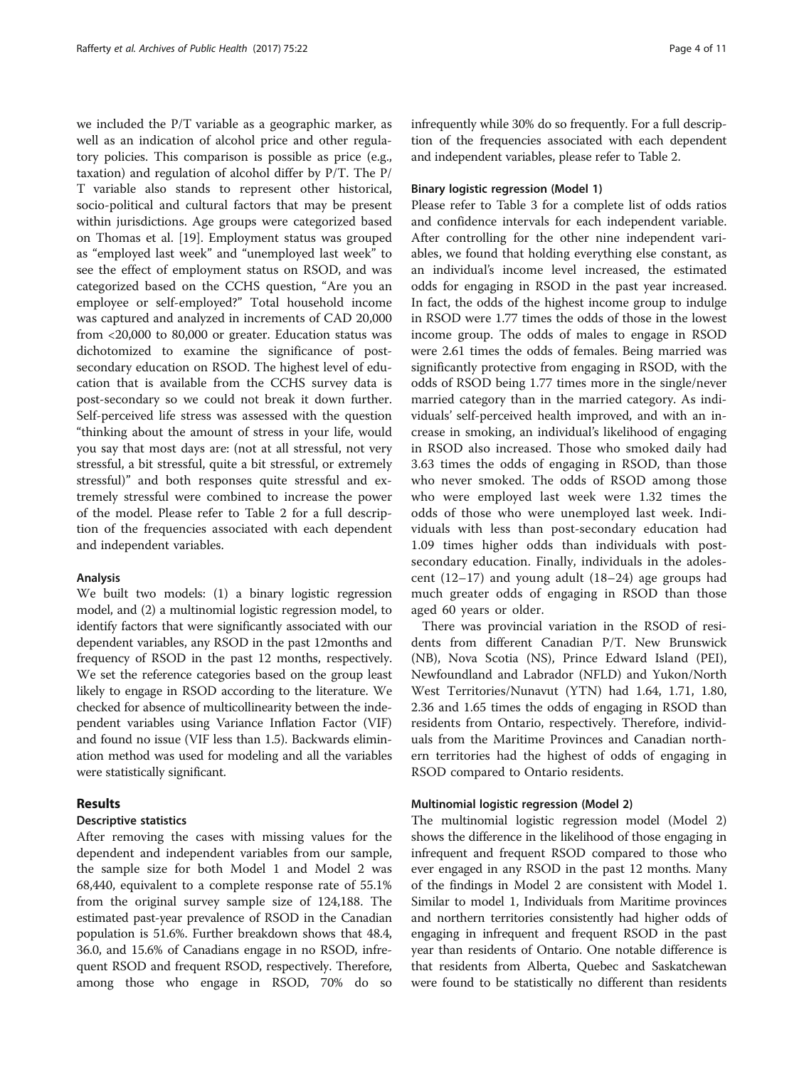we included the P/T variable as a geographic marker, as well as an indication of alcohol price and other regulatory policies. This comparison is possible as price (e.g., taxation) and regulation of alcohol differ by P/T. The P/T variable also stands to represent other historical, socio-political and cultural factors that may be present within jurisdictions. Age groups were categorized based on Thomas et al. [19]. Employment status was grouped as "employed last week" and "unemployed last week" to see the effect of employment status on RSOD, and was categorized based on the CCHS question, "Are you an employee or self-employed?" Total household income was captured and analyzed in increments of CAD 20,000 from <20,000 to 80,000 or greater. Education status was dichotomized to examine the significance of post-secondary education on RSOD. The highest level of education that is available from the CCHS survey data is post-secondary so we could not break it down further. Self-perceived life stress was assessed with the question "thinking about the amount of stress in your life, would you say that most days are: (not at all stressful, not very stressful, a bit stressful, quite a bit stressful, or extremely stressful)" and both responses quite stressful and extremely stressful were combined to increase the power of the model. Please refer to Table 2 for a full description of the frequencies associated with each dependent and independent variables.

### Analysis

We built two models: (1) a binary logistic regression model, and (2) a multinomial logistic regression model, to identify factors that were significantly associated with our dependent variables, any RSOD in the past 12months and frequency of RSOD in the past 12 months, respectively. We set the reference categories based on the group least likely to engage in RSOD according to the literature. We checked for absence of multicollinearity between the independent variables using Variance Inflation Factor (VIF) and found no issue (VIF less than 1.5). Backwards elimination method was used for modeling and all the variables were statistically significant.

## Results

### Descriptive statistics

After removing the cases with missing values for the dependent and independent variables from our sample, the sample size for both Model 1 and Model 2 was 68,440, equivalent to a complete response rate of 55.1% from the original survey sample size of 124,188. The estimated past-year prevalence of RSOD in the Canadian population is 51.6%. Further breakdown shows that 48.4, 36.0, and 15.6% of Canadians engage in no RSOD, infrequent RSOD and frequent RSOD, respectively. Therefore, among those who engage in RSOD, 70% do so infrequently while 30% do so frequently. For a full description of the frequencies associated with each dependent and independent variables, please refer to Table 2.

### Binary logistic regression (Model 1)

Please refer to Table 3 for a complete list of odds ratios and confidence intervals for each independent variable. After controlling for the other nine independent variables, we found that holding everything else constant, as an individual's income level increased, the estimated odds for engaging in RSOD in the past year increased. In fact, the odds of the highest income group to indulge in RSOD were 1.77 times the odds of those in the lowest income group. The odds of males to engage in RSOD were 2.61 times the odds of females. Being married was significantly protective from engaging in RSOD, with the odds of RSOD being 1.77 times more in the single/never married category than in the married category. As individuals' self-perceived health improved, and with an increase in smoking, an individual's likelihood of engaging in RSOD also increased. Those who smoked daily had 3.63 times the odds of engaging in RSOD, than those who never smoked. The odds of RSOD among those who were employed last week were 1.32 times the odds of those who were unemployed last week. Individuals with less than post-secondary education had 1.09 times higher odds than individuals with post-secondary education. Finally, individuals in the adolescent (12–17) and young adult (18–24) age groups had much greater odds of engaging in RSOD than those aged 60 years or older.

There was provincial variation in the RSOD of residents from different Canadian P/T. New Brunswick (NB), Nova Scotia (NS), Prince Edward Island (PEI), Newfoundland and Labrador (NFLD) and Yukon/North West Territories/Nunavut (YTN) had 1.64, 1.71, 1.80, 2.36 and 1.65 times the odds of engaging in RSOD than residents from Ontario, respectively. Therefore, individuals from the Maritime Provinces and Canadian northern territories had the highest of odds of engaging in RSOD compared to Ontario residents.

### Multinomial logistic regression (Model 2)

The multinomial logistic regression model (Model 2) shows the difference in the likelihood of those engaging in infrequent and frequent RSOD compared to those who ever engaged in any RSOD in the past 12 months. Many of the findings in Model 2 are consistent with Model 1. Similar to model 1, Individuals from Maritime provinces and northern territories consistently had higher odds of engaging in infrequent and frequent RSOD in the past year than residents of Ontario. One notable difference is that residents from Alberta, Quebec and Saskatchewan were found to be statistically no different than residents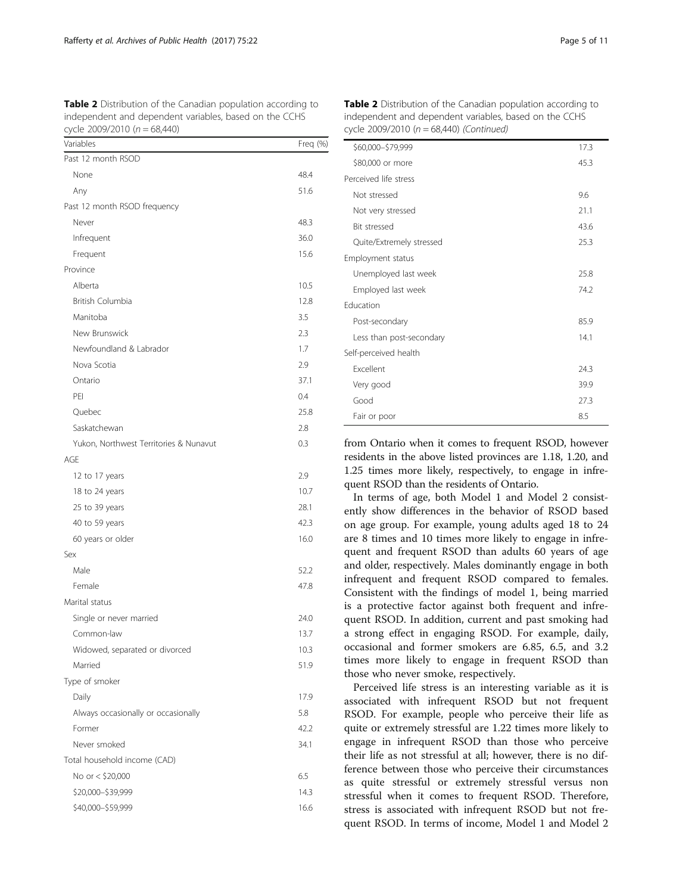**Table 2** Distribution of the Canadian population according to independent and dependent variables, based on the CCHS cycle 2009/2010 ($n = 68,440$)

| Variables | Freq (%) |
|---|---|
| Past 12 month RSOD | |
| None | 48.4 |
| Any | 51.6 |
| Past 12 month RSOD frequency | |
| Never | 48.3 |
| Infrequent | 36.0 |
| Frequent | 15.6 |
| Province | |
| Alberta | 10.5 |
| British Columbia | 12.8 |
| Manitoba | 3.5 |
| New Brunswick | 2.3 |
| Newfoundland & Labrador | 1.7 |
| Nova Scotia | 2.9 |
| Ontario | 37.1 |
| PEI | 0.4 |
| Quebec | 25.8 |
| Saskatchewan | 2.8 |
| Yukon, Northwest Territories & Nunavut | 0.3 |
| AGE | |
| 12 to 17 years | 2.9 |
| 18 to 24 years | 10.7 |
| 25 to 39 years | 28.1 |
| 40 to 59 years | 42.3 |
| 60 years or older | 16.0 |
| Sex | |
| Male | 52.2 |
| Female | 47.8 |
| Marital status | |
| Single or never married | 24.0 |
| Common-law | 13.7 |
| Widowed, separated or divorced | 10.3 |
| Married | 51.9 |
| Type of smoker | |
| Daily | 17.9 |
| Always occasionally or occasionally | 5.8 |
| Former | 42.2 |
| Never smoked | 34.1 |
| Total household income (CAD) | |
| No or < $20,000 | 6.5 |
| $20,000–$39,999 | 14.3 |
| $40,000–$59,999 | 16.6 |
| $60,000–$79,999 | 17.3 |
| $80,000 or more | 45.3 |
| Perceived life stress | |
| Not stressed | 9.6 |
| Not very stressed | 21.1 |
| Bit stressed | 43.6 |
| Quite/Extremely stressed | 25.3 |
| Employment status | |
| Unemployed last week | 25.8 |
| Employed last week | 74.2 |
| Education | |
| Post-secondary | 85.9 |
| Less than post-secondary | 14.1 |
| Self-perceived health | |
| Excellent | 24.3 |
| Very good | 39.9 |
| Good | 27.3 |
| Fair or poor | 8.5 |

from Ontario when it comes to frequent RSOD, however residents in the above listed provinces are 1.18, 1.20, and 1.25 times more likely, respectively, to engage in infrequent RSOD than the residents of Ontario.

In terms of age, both Model 1 and Model 2 consistently show differences in the behavior of RSOD based on age group. For example, young adults aged 18 to 24 are 8 times and 10 times more likely to engage in infrequent and frequent RSOD than adults 60 years of age and older, respectively. Males dominantly engage in both infrequent and frequent RSOD compared to females. Consistent with the findings of model 1, being married is a protective factor against both frequent and infrequent RSOD. In addition, current and past smoking had a strong effect in engaging RSOD. For example, daily, occasional and former smokers are 6.85, 6.5, and 3.2 times more likely to engage in frequent RSOD than those who never smoke, respectively.

Perceived life stress is an interesting variable as it is associated with infrequent RSOD but not frequent RSOD. For example, people who perceive their life as quite or extremely stressful are 1.22 times more likely to engage in infrequent RSOD than those who perceive their life as not stressful at all; however, there is no difference between those who perceive their circumstances as quite stressful or extremely stressful versus non stressful when it comes to frequent RSOD. Therefore, stress is associated with infrequent RSOD but not frequent RSOD. In terms of income, Model 1 and Model 2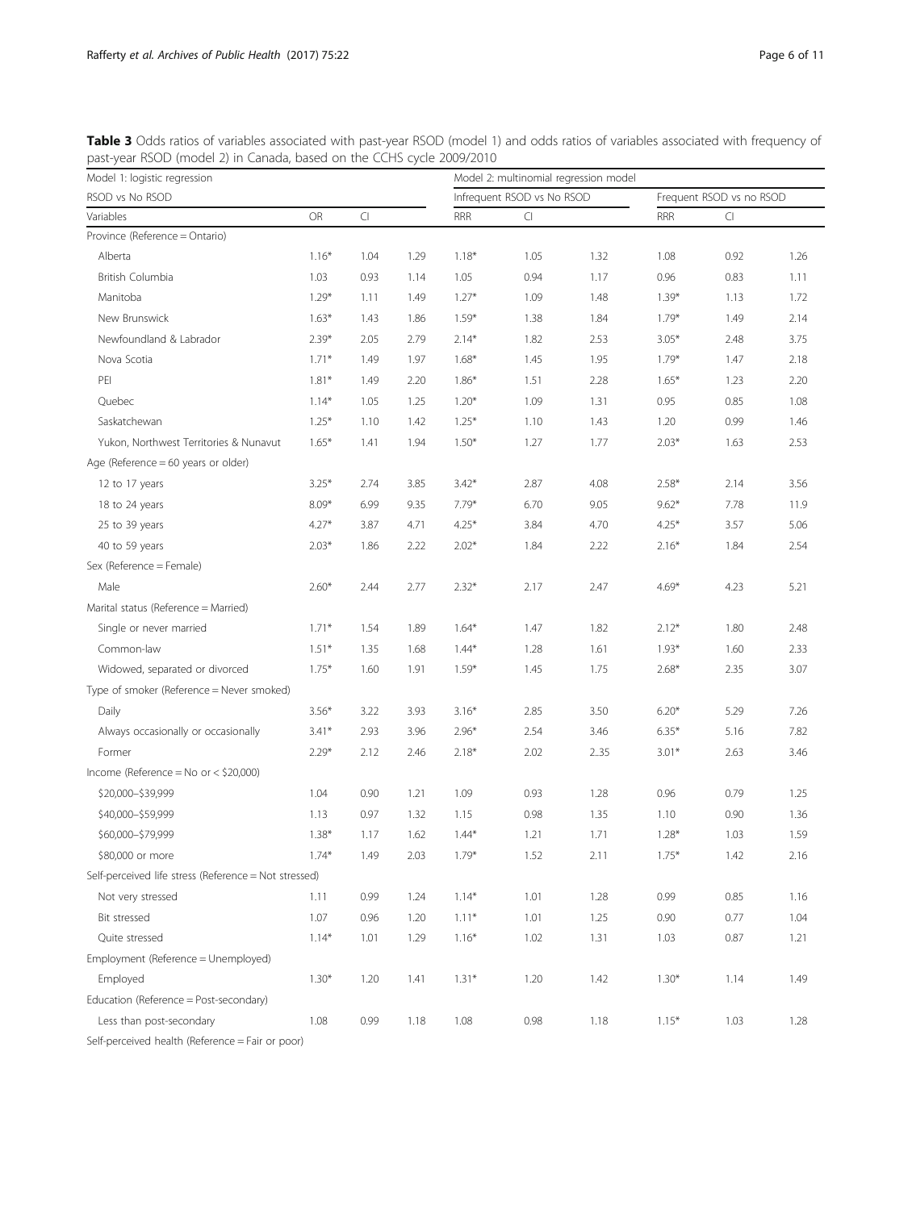**Table 3** Odds ratios of variables associated with past-year RSOD (model 1) and odds ratios of variables associated with frequency of past-year RSOD (model 2) in Canada, based on the CCHS cycle 2009/2010

| Model 1: logistic regression | | | | Model 2: multinomial regression model | | | | | |
|---|---|---|---|---|---|---|---|---|---|
| RSOD vs No RSOD | | | | Infrequent RSOD vs No RSOD | | | Frequent RSOD vs no RSOD | | |
| Variables | OR | CI | | RRR | CI | | RRR | CI | |
| Province (Reference = Ontario) | | | | | | | | | |
| Alberta | 1.16* | 1.04 | 1.29 | 1.18* | 1.05 | 1.32 | 1.08 | 0.92 | 1.26 |
| British Columbia | 1.03 | 0.93 | 1.14 | 1.05 | 0.94 | 1.17 | 0.96 | 0.83 | 1.11 |
| Manitoba | 1.29* | 1.11 | 1.49 | 1.27* | 1.09 | 1.48 | 1.39* | 1.13 | 1.72 |
| New Brunswick | 1.63* | 1.43 | 1.86 | 1.59* | 1.38 | 1.84 | 1.79* | 1.49 | 2.14 |
| Newfoundland & Labrador | 2.39* | 2.05 | 2.79 | 2.14* | 1.82 | 2.53 | 3.05* | 2.48 | 3.75 |
| Nova Scotia | 1.71* | 1.49 | 1.97 | 1.68* | 1.45 | 1.95 | 1.79* | 1.47 | 2.18 |
| PEI | 1.81* | 1.49 | 2.20 | 1.86* | 1.51 | 2.28 | 1.65* | 1.23 | 2.20 |
| Quebec | 1.14* | 1.05 | 1.25 | 1.20* | 1.09 | 1.31 | 0.95 | 0.85 | 1.08 |
| Saskatchewan | 1.25* | 1.10 | 1.42 | 1.25* | 1.10 | 1.43 | 1.20 | 0.99 | 1.46 |
| Yukon, Northwest Territories & Nunavut | 1.65* | 1.41 | 1.94 | 1.50* | 1.27 | 1.77 | 2.03* | 1.63 | 2.53 |
| Age (Reference = 60 years or older) | | | | | | | | | |
| 12 to 17 years | 3.25* | 2.74 | 3.85 | 3.42* | 2.87 | 4.08 | 2.58* | 2.14 | 3.56 |
| 18 to 24 years | 8.09* | 6.99 | 9.35 | 7.79* | 6.70 | 9.05 | 9.62* | 7.78 | 11.9 |
| 25 to 39 years | 4.27* | 3.87 | 4.71 | 4.25* | 3.84 | 4.70 | 4.25* | 3.57 | 5.06 |
| 40 to 59 years | 2.03* | 1.86 | 2.22 | 2.02* | 1.84 | 2.22 | 2.16* | 1.84 | 2.54 |
| Sex (Reference = Female) | | | | | | | | | |
| Male | 2.60* | 2.44 | 2.77 | 2.32* | 2.17 | 2.47 | 4.69* | 4.23 | 5.21 |
| Marital status (Reference = Married) | | | | | | | | | |
| Single or never married | 1.71* | 1.54 | 1.89 | 1.64* | 1.47 | 1.82 | 2.12* | 1.80 | 2.48 |
| Common-law | 1.51* | 1.35 | 1.68 | 1.44* | 1.28 | 1.61 | 1.93* | 1.60 | 2.33 |
| Widowed, separated or divorced | 1.75* | 1.60 | 1.91 | 1.59* | 1.45 | 1.75 | 2.68* | 2.35 | 3.07 |
| Type of smoker (Reference = Never smoked) | | | | | | | | | |
| Daily | 3.56* | 3.22 | 3.93 | 3.16* | 2.85 | 3.50 | 6.20* | 5.29 | 7.26 |
| Always occasionally or occasionally | 3.41* | 2.93 | 3.96 | 2.96* | 2.54 | 3.46 | 6.35* | 5.16 | 7.82 |
| Former | 2.29* | 2.12 | 2.46 | 2.18* | 2.02 | 2..35 | 3.01* | 2.63 | 3.46 |
| Income (Reference = No or < $20,000) | | | | | | | | | |
| $20,000–$39,999 | 1.04 | 0.90 | 1.21 | 1.09 | 0.93 | 1.28 | 0.96 | 0.79 | 1.25 |
| $40,000–$59,999 | 1.13 | 0.97 | 1.32 | 1.15 | 0.98 | 1.35 | 1.10 | 0.90 | 1.36 |
| $60,000–$79,999 | 1.38* | 1.17 | 1.62 | 1.44* | 1.21 | 1.71 | 1.28* | 1.03 | 1.59 |
| $80,000 or more | 1.74* | 1.49 | 2.03 | 1.79* | 1.52 | 2.11 | 1.75* | 1.42 | 2.16 |
| Self-perceived life stress (Reference = Not stressed) | | | | | | | | | |
| Not very stressed | 1.11 | 0.99 | 1.24 | 1.14* | 1.01 | 1.28 | 0.99 | 0.85 | 1.16 |
| Bit stressed | 1.07 | 0.96 | 1.20 | 1.11* | 1.01 | 1.25 | 0.90 | 0.77 | 1.04 |
| Quite stressed | 1.14* | 1.01 | 1.29 | 1.16* | 1.02 | 1.31 | 1.03 | 0.87 | 1.21 |
| Employment (Reference = Unemployed) | | | | | | | | | |
| Employed | 1.30* | 1.20 | 1.41 | 1.31* | 1.20 | 1.42 | 1.30* | 1.14 | 1.49 |
| Education (Reference = Post-secondary) | | | | | | | | | |
| Less than post-secondary | 1.08 | 0.99 | 1.18 | 1.08 | 0.98 | 1.18 | 1.15* | 1.03 | 1.28 |
| Self-perceived health (Reference = Fair or poor) | | | | | | | | | |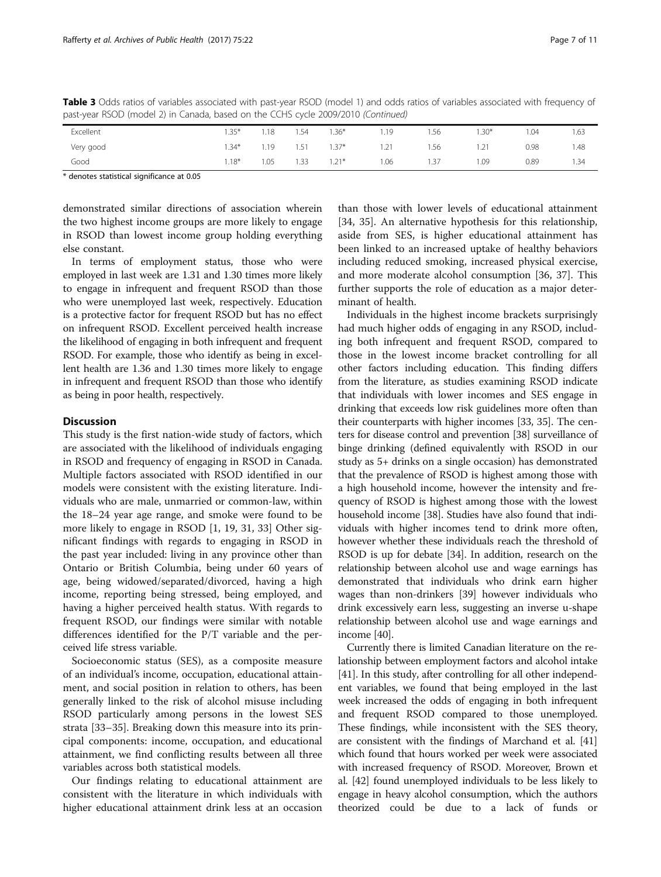**Table 3** Odds ratios of variables associated with past-year RSOD (model 1) and odds ratios of variables associated with frequency of past-year RSOD (model 2) in Canada, based on the CCHS cycle 2009/2010 *(Continued)*

| | | | | | | | | | |
|---|---|---|---|---|---|---|---|---|---|
| Excellent | 1.35* | 1.18 | 1.54 | 1.36* | 1.19 | 1.56 | 1.30* | 1.04 | 1.63 |
| Very good | 1.34* | 1.19 | 1.51 | 1.37* | 1.21 | 1.56 | 1.21 | 0.98 | 1.48 |
| Good | 1.18* | 1.05 | 1.33 | 1.21* | 1.06 | 1.37 | 1.09 | 0.89 | 1.34 |

* denotes statistical significance at 0.05

demonstrated similar directions of association wherein the two highest income groups are more likely to engage in RSOD than lowest income group holding everything else constant.

In terms of employment status, those who were employed in last week are 1.31 and 1.30 times more likely to engage in infrequent and frequent RSOD than those who were unemployed last week, respectively. Education is a protective factor for frequent RSOD but has no effect on infrequent RSOD. Excellent perceived health increase the likelihood of engaging in both infrequent and frequent RSOD. For example, those who identify as being in excellent health are 1.36 and 1.30 times more likely to engage in infrequent and frequent RSOD than those who identify as being in poor health, respectively.

## Discussion

This study is the first nation-wide study of factors, which are associated with the likelihood of individuals engaging in RSOD and frequency of engaging in RSOD in Canada. Multiple factors associated with RSOD identified in our models were consistent with the existing literature. Individuals who are male, unmarried or common-law, within the 18–24 year age range, and smoke were found to be more likely to engage in RSOD [1, 19, 31, 33] Other significant findings with regards to engaging in RSOD in the past year included: living in any province other than Ontario or British Columbia, being under 60 years of age, being widowed/separated/divorced, having a high income, reporting being stressed, being employed, and having a higher perceived health status. With regards to frequent RSOD, our findings were similar with notable differences identified for the P/T variable and the perceived life stress variable.

Socioeconomic status (SES), as a composite measure of an individual's income, occupation, educational attainment, and social position in relation to others, has been generally linked to the risk of alcohol misuse including RSOD particularly among persons in the lowest SES strata [33–35]. Breaking down this measure into its principal components: income, occupation, and educational attainment, we find conflicting results between all three variables across both statistical models.

Our findings relating to educational attainment are consistent with the literature in which individuals with higher educational attainment drink less at an occasion than those with lower levels of educational attainment [34, 35]. An alternative hypothesis for this relationship, aside from SES, is higher educational attainment has been linked to an increased uptake of healthy behaviors including reduced smoking, increased physical exercise, and more moderate alcohol consumption [36, 37]. This further supports the role of education as a major determinant of health.

Individuals in the highest income brackets surprisingly had much higher odds of engaging in any RSOD, including both infrequent and frequent RSOD, compared to those in the lowest income bracket controlling for all other factors including education. This finding differs from the literature, as studies examining RSOD indicate that individuals with lower incomes and SES engage in drinking that exceeds low risk guidelines more often than their counterparts with higher incomes [33, 35]. The centers for disease control and prevention [38] surveillance of binge drinking (defined equivalently with RSOD in our study as 5+ drinks on a single occasion) has demonstrated that the prevalence of RSOD is highest among those with a high household income, however the intensity and frequency of RSOD is highest among those with the lowest household income [38]. Studies have also found that individuals with higher incomes tend to drink more often, however whether these individuals reach the threshold of RSOD is up for debate [34]. In addition, research on the relationship between alcohol use and wage earnings has demonstrated that individuals who drink earn higher wages than non-drinkers [39] however individuals who drink excessively earn less, suggesting an inverse u-shape relationship between alcohol use and wage earnings and income [40].

Currently there is limited Canadian literature on the relationship between employment factors and alcohol intake [41]. In this study, after controlling for all other independent variables, we found that being employed in the last week increased the odds of engaging in both infrequent and frequent RSOD compared to those unemployed. These findings, while inconsistent with the SES theory, are consistent with the findings of Marchand et al. [41] which found that hours worked per week were associated with increased frequency of RSOD. Moreover, Brown et al. [42] found unemployed individuals to be less likely to engage in heavy alcohol consumption, which the authors theorized could be due to a lack of funds or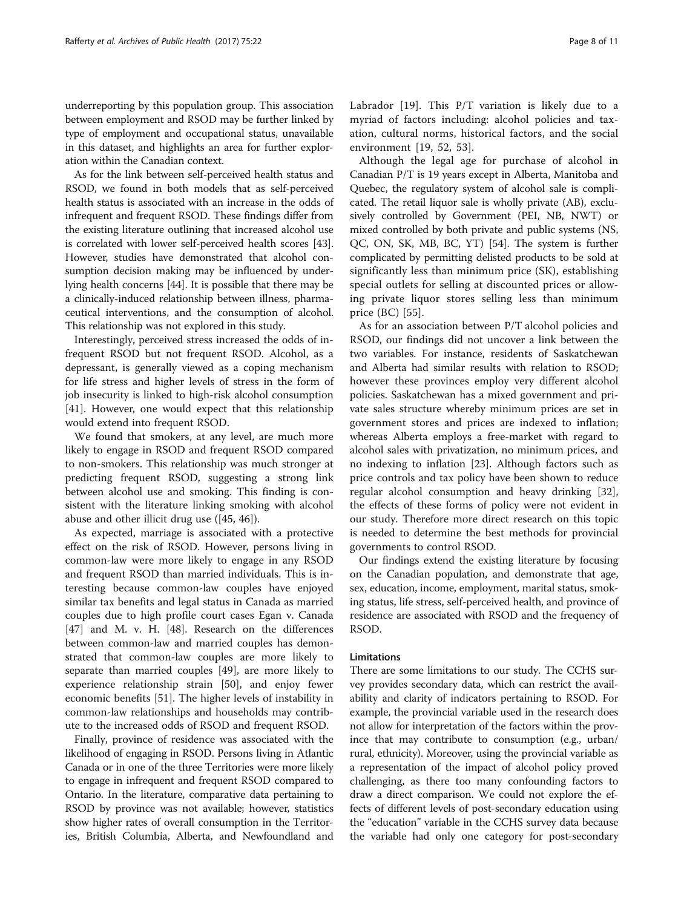underreporting by this population group. This association between employment and RSOD may be further linked by type of employment and occupational status, unavailable in this dataset, and highlights an area for further exploration within the Canadian context.

As for the link between self-perceived health status and RSOD, we found in both models that as self-perceived health status is associated with an increase in the odds of infrequent and frequent RSOD. These findings differ from the existing literature outlining that increased alcohol use is correlated with lower self-perceived health scores [43]. However, studies have demonstrated that alcohol consumption decision making may be influenced by underlying health concerns [44]. It is possible that there may be a clinically-induced relationship between illness, pharmaceutical interventions, and the consumption of alcohol. This relationship was not explored in this study.

Interestingly, perceived stress increased the odds of infrequent RSOD but not frequent RSOD. Alcohol, as a depressant, is generally viewed as a coping mechanism for life stress and higher levels of stress in the form of job insecurity is linked to high-risk alcohol consumption [41]. However, one would expect that this relationship would extend into frequent RSOD.

We found that smokers, at any level, are much more likely to engage in RSOD and frequent RSOD compared to non-smokers. This relationship was much stronger at predicting frequent RSOD, suggesting a strong link between alcohol use and smoking. This finding is consistent with the literature linking smoking with alcohol abuse and other illicit drug use ([45, 46]).

As expected, marriage is associated with a protective effect on the risk of RSOD. However, persons living in common-law were more likely to engage in any RSOD and frequent RSOD than married individuals. This is interesting because common-law couples have enjoyed similar tax benefits and legal status in Canada as married couples due to high profile court cases Egan v. Canada [47] and M. v. H. [48]. Research on the differences between common-law and married couples has demonstrated that common-law couples are more likely to separate than married couples [49], are more likely to experience relationship strain [50], and enjoy fewer economic benefits [51]. The higher levels of instability in common-law relationships and households may contribute to the increased odds of RSOD and frequent RSOD.

Finally, province of residence was associated with the likelihood of engaging in RSOD. Persons living in Atlantic Canada or in one of the three Territories were more likely to engage in infrequent and frequent RSOD compared to Ontario. In the literature, comparative data pertaining to RSOD by province was not available; however, statistics show higher rates of overall consumption in the Territories, British Columbia, Alberta, and Newfoundland and Labrador [19]. This P/T variation is likely due to a myriad of factors including: alcohol policies and taxation, cultural norms, historical factors, and the social environment [19, 52, 53].

Although the legal age for purchase of alcohol in Canadian P/T is 19 years except in Alberta, Manitoba and Quebec, the regulatory system of alcohol sale is complicated. The retail liquor sale is wholly private (AB), exclusively controlled by Government (PEI, NB, NWT) or mixed controlled by both private and public systems (NS, QC, ON, SK, MB, BC, YT) [54]. The system is further complicated by permitting delisted products to be sold at significantly less than minimum price (SK), establishing special outlets for selling at discounted prices or allowing private liquor stores selling less than minimum price (BC) [55].

As for an association between P/T alcohol policies and RSOD, our findings did not uncover a link between the two variables. For instance, residents of Saskatchewan and Alberta had similar results with relation to RSOD; however these provinces employ very different alcohol policies. Saskatchewan has a mixed government and private sales structure whereby minimum prices are set in government stores and prices are indexed to inflation; whereas Alberta employs a free-market with regard to alcohol sales with privatization, no minimum prices, and no indexing to inflation [23]. Although factors such as price controls and tax policy have been shown to reduce regular alcohol consumption and heavy drinking [32], the effects of these forms of policy were not evident in our study. Therefore more direct research on this topic is needed to determine the best methods for provincial governments to control RSOD.

Our findings extend the existing literature by focusing on the Canadian population, and demonstrate that age, sex, education, income, employment, marital status, smoking status, life stress, self-perceived health, and province of residence are associated with RSOD and the frequency of RSOD.

### Limitations

There are some limitations to our study. The CCHS survey provides secondary data, which can restrict the availability and clarity of indicators pertaining to RSOD. For example, the provincial variable used in the research does not allow for interpretation of the factors within the province that may contribute to consumption (e.g., urban/rural, ethnicity). Moreover, using the provincial variable as a representation of the impact of alcohol policy proved challenging, as there too many confounding factors to draw a direct comparison. We could not explore the effects of different levels of post-secondary education using the "education" variable in the CCHS survey data because the variable had only one category for post-secondary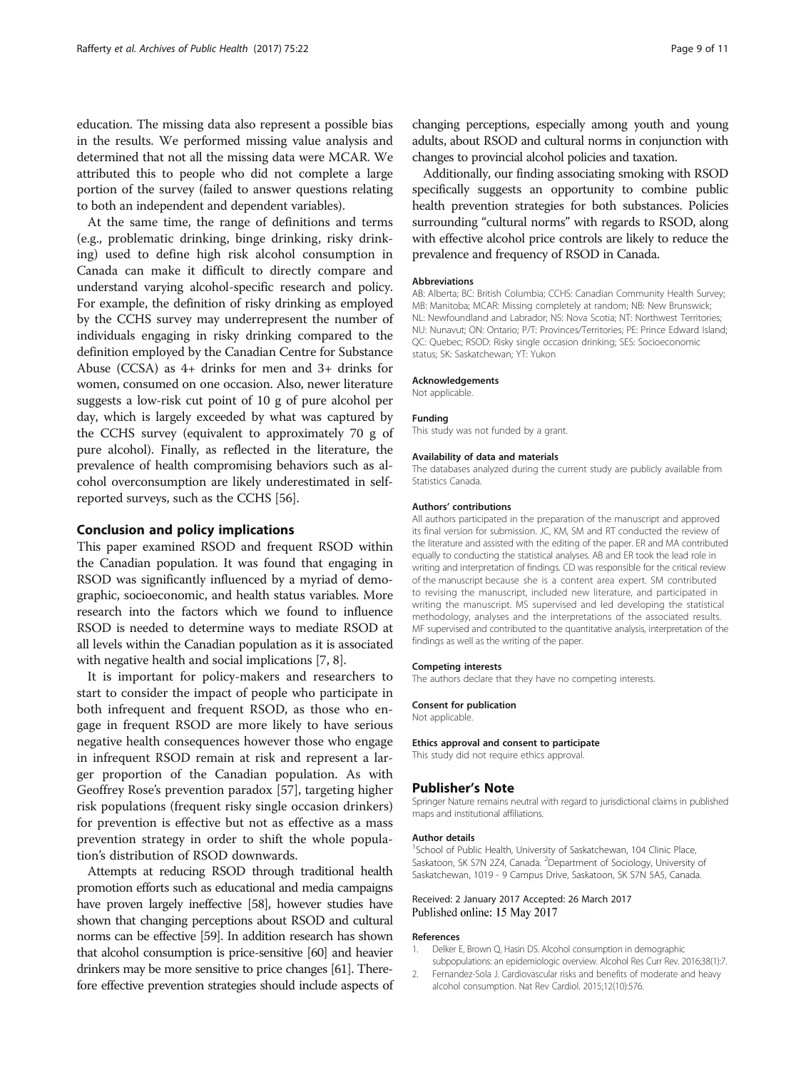education. The missing data also represent a possible bias in the results. We performed missing value analysis and determined that not all the missing data were MCAR. We attributed this to people who did not complete a large portion of the survey (failed to answer questions relating to both an independent and dependent variables).

At the same time, the range of definitions and terms (e.g., problematic drinking, binge drinking, risky drinking) used to define high risk alcohol consumption in Canada can make it difficult to directly compare and understand varying alcohol-specific research and policy. For example, the definition of risky drinking as employed by the CCHS survey may underrepresent the number of individuals engaging in risky drinking compared to the definition employed by the Canadian Centre for Substance Abuse (CCSA) as 4+ drinks for men and 3+ drinks for women, consumed on one occasion. Also, newer literature suggests a low-risk cut point of 10 g of pure alcohol per day, which is largely exceeded by what was captured by the CCHS survey (equivalent to approximately 70 g of pure alcohol). Finally, as reflected in the literature, the prevalence of health compromising behaviors such as alcohol overconsumption are likely underestimated in self-reported surveys, such as the CCHS [56].

## Conclusion and policy implications

This paper examined RSOD and frequent RSOD within the Canadian population. It was found that engaging in RSOD was significantly influenced by a myriad of demographic, socioeconomic, and health status variables. More research into the factors which we found to influence RSOD is needed to determine ways to mediate RSOD at all levels within the Canadian population as it is associated with negative health and social implications [7, 8].

It is important for policy-makers and researchers to start to consider the impact of people who participate in both infrequent and frequent RSOD, as those who engage in frequent RSOD are more likely to have serious negative health consequences however those who engage in infrequent RSOD remain at risk and represent a larger proportion of the Canadian population. As with Geoffrey Rose's prevention paradox [57], targeting higher risk populations (frequent risky single occasion drinkers) for prevention is effective but not as effective as a mass prevention strategy in order to shift the whole population's distribution of RSOD downwards.

Attempts at reducing RSOD through traditional health promotion efforts such as educational and media campaigns have proven largely ineffective [58], however studies have shown that changing perceptions about RSOD and cultural norms can be effective [59]. In addition research has shown that alcohol consumption is price-sensitive [60] and heavier drinkers may be more sensitive to price changes [61]. Therefore effective prevention strategies should include aspects of changing perceptions, especially among youth and young adults, about RSOD and cultural norms in conjunction with changes to provincial alcohol policies and taxation.

Additionally, our finding associating smoking with RSOD specifically suggests an opportunity to combine public health prevention strategies for both substances. Policies surrounding "cultural norms" with regards to RSOD, along with effective alcohol price controls are likely to reduce the prevalence and frequency of RSOD in Canada.

#### Abbreviations

AB: Alberta; BC: British Columbia; CCHS: Canadian Community Health Survey; MB: Manitoba; MCAR: Missing completely at random; NB: New Brunswick; NL: Newfoundland and Labrador; NS: Nova Scotia; NT: Northwest Territories; NU: Nunavut; ON: Ontario; P/T: Provinces/Territories; PE: Prince Edward Island; QC: Quebec; RSOD: Risky single occasion drinking; SES: Socioeconomic status; SK: Saskatchewan; YT: Yukon

#### Acknowledgements

Not applicable.

#### Funding

This study was not funded by a grant.

#### Availability of data and materials

The databases analyzed during the current study are publicly available from Statistics Canada.

#### Authors' contributions

All authors participated in the preparation of the manuscript and approved its final version for submission. JC, KM, SM and RT conducted the review of the literature and assisted with the editing of the paper. ER and MA contributed equally to conducting the statistical analyses. AB and ER took the lead role in writing and interpretation of findings. CD was responsible for the critical review of the manuscript because she is a content area expert. SM contributed to revising the manuscript, included new literature, and participated in writing the manuscript. MS supervised and led developing the statistical methodology, analyses and the interpretations of the associated results. MF supervised and contributed to the quantitative analysis, interpretation of the findings as well as the writing of the paper.

#### Competing interests

The authors declare that they have no competing interests.

#### Consent for publication

Not applicable.

#### Ethics approval and consent to participate

This study did not require ethics approval.

## Publisher's Note

Springer Nature remains neutral with regard to jurisdictional claims in published maps and institutional affiliations.

#### Author details

[1]School of Public Health, University of Saskatchewan, 104 Clinic Place, Saskatoon, SK S7N 2Z4, Canada. [2]Department of Sociology, University of Saskatchewan, 1019 - 9 Campus Drive, Saskatoon, SK S7N 5A5, Canada.

Received: 2 January 2017 Accepted: 26 March 2017
Published online: 15 May 2017

#### References

1. Delker E, Brown Q, Hasin DS. Alcohol consumption in demographic subpopulations: an epidemiologic overview. Alcohol Res Curr Rev. 2016;38(1):7.
2. Fernandez-Sola J. Cardiovascular risks and benefits of moderate and heavy alcohol consumption. Nat Rev Cardiol. 2015;12(10):576.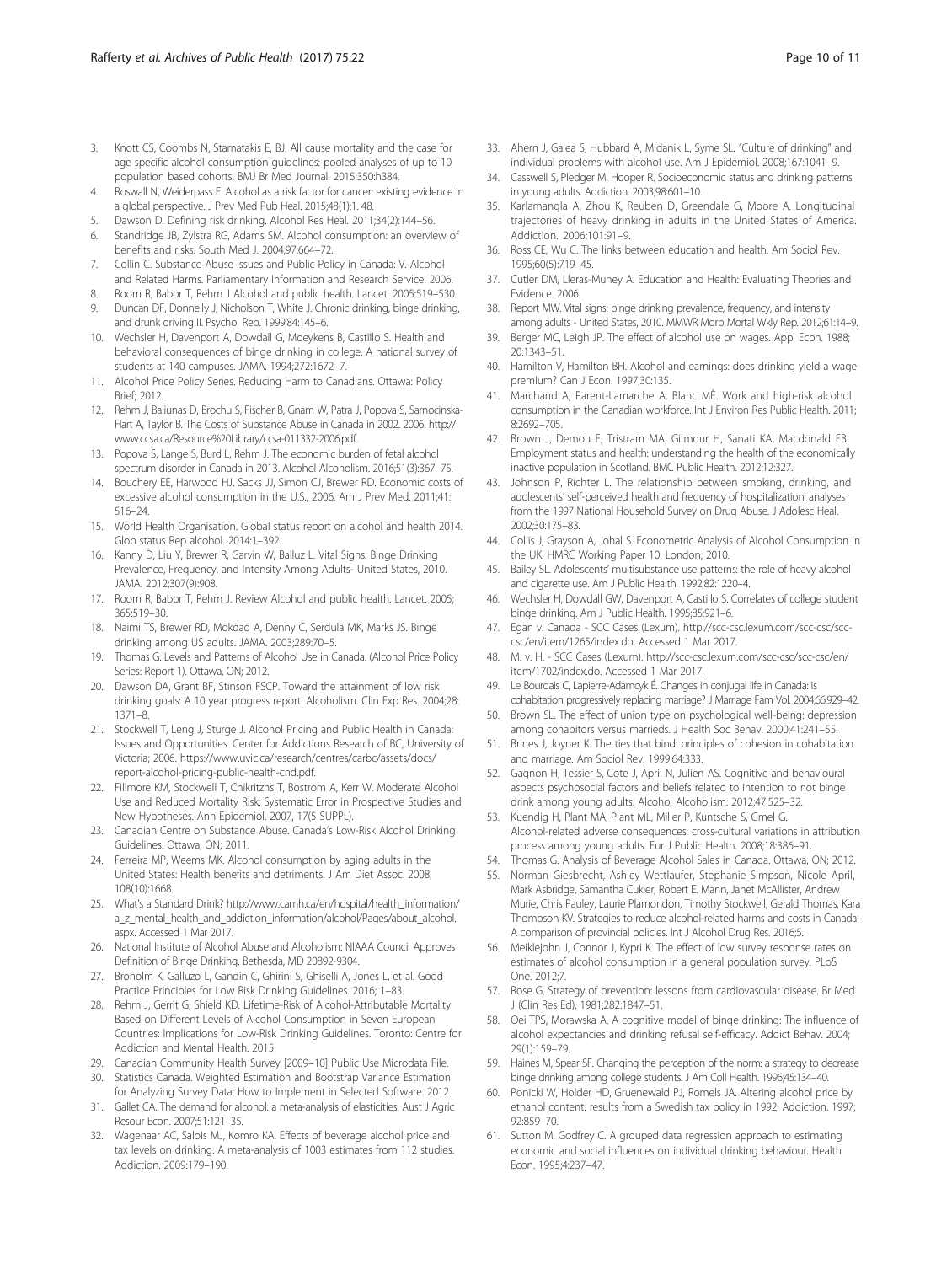3. Knott CS, Coombs N, Stamatakis E, BJ. All cause mortality and the case for age specific alcohol consumption guidelines: pooled analyses of up to 10 population based cohorts. BMJ Br Med Journal. 2015;350:h384.
4. Roswall N, Weiderpass E. Alcohol as a risk factor for cancer: existing evidence in a global perspective. J Prev Med Pub Heal. 2015;48(1):1. 48.
5. Dawson D. Defining risk drinking. Alcohol Res Heal. 2011;34(2):144–56.
6. Standridge JB, Zylstra RG, Adams SM. Alcohol consumption: an overview of benefits and risks. South Med J. 2004;97:664–72.
7. Collin C. Substance Abuse Issues and Public Policy in Canada: V. Alcohol and Related Harms. Parliamentary Information and Research Service. 2006.
8. Room R, Babor T, Rehm J Alcohol and public health. Lancet. 2005:519–530.
9. Duncan DF, Donnelly J, Nicholson T, White J. Chronic drinking, binge drinking, and drunk driving II. Psychol Rep. 1999;84:145–6.
10. Wechsler H, Davenport A, Dowdall G, Moeykens B, Castillo S. Health and behavioral consequences of binge drinking in college. A national survey of students at 140 campuses. JAMA. 1994;272:1672–7.
11. Alcohol Price Policy Series. Reducing Harm to Canadians. Ottawa: Policy Brief; 2012.
12. Rehm J, Baliunas D, Brochu S, Fischer B, Gnam W, Patra J, Popova S, Sarnocinska-Hart A, Taylor B. The Costs of Substance Abuse in Canada in 2002. 2006. http://www.ccsa.ca/Resource%20Library/ccsa-011332-2006.pdf.
13. Popova S, Lange S, Burd L, Rehm J. The economic burden of fetal alcohol spectrum disorder in Canada in 2013. Alcohol Alcoholism. 2016;51(3):367–75.
14. Bouchery EE, Harwood HJ, Sacks JJ, Simon CJ, Brewer RD. Economic costs of excessive alcohol consumption in the U.S., 2006. Am J Prev Med. 2011;41:516–24.
15. World Health Organisation. Global status report on alcohol and health 2014. Glob status Rep alcohol. 2014:1–392.
16. Kanny D, Liu Y, Brewer R, Garvin W, Balluz L. Vital Signs: Binge Drinking Prevalence, Frequency, and Intensity Among Adults- United States, 2010. JAMA. 2012;307(9):908.
17. Room R, Babor T, Rehm J. Review Alcohol and public health. Lancet. 2005;365:519–30.
18. Naimi TS, Brewer RD, Mokdad A, Denny C, Serdula MK, Marks JS. Binge drinking among US adults. JAMA. 2003;289:70–5.
19. Thomas G. Levels and Patterns of Alcohol Use in Canada. (Alcohol Price Policy Series: Report 1). Ottawa, ON; 2012.
20. Dawson DA, Grant BF, Stinson FSCP. Toward the attainment of low risk drinking goals: A 10 year progress report. Alcoholism. Clin Exp Res. 2004;28:1371–8.
21. Stockwell T, Leng J, Sturge J. Alcohol Pricing and Public Health in Canada: Issues and Opportunities. Center for Addictions Research of BC, University of Victoria; 2006. https://www.uvic.ca/research/centres/carbc/assets/docs/report-alcohol-pricing-public-health-cnd.pdf.
22. Fillmore KM, Stockwell T, Chikritzhs T, Bostrom A, Kerr W. Moderate Alcohol Use and Reduced Mortality Risk: Systematic Error in Prospective Studies and New Hypotheses. Ann Epidemiol. 2007, 17(5 SUPPL).
23. Canadian Centre on Substance Abuse. Canada's Low-Risk Alcohol Drinking Guidelines. Ottawa, ON; 2011.
24. Ferreira MP, Weems MK. Alcohol consumption by aging adults in the United States: Health benefits and detriments. J Am Diet Assoc. 2008;108(10):1668.
25. What's a Standard Drink? http://www.camh.ca/en/hospital/health_information/a_z_mental_health_and_addiction_information/alcohol/Pages/about_alcohol.aspx. Accessed 1 Mar 2017.
26. National Institute of Alcohol Abuse and Alcoholism: NIAAA Council Approves Definition of Binge Drinking. Bethesda, MD 20892-9304.
27. Broholm K, Galluzo L, Gandin C, Ghirini S, Ghiselli A, Jones L, et al. Good Practice Principles for Low Risk Drinking Guidelines. 2016; 1–83.
28. Rehm J, Gerrit G, Shield KD. Lifetime-Risk of Alcohol-Attributable Mortality Based on Different Levels of Alcohol Consumption in Seven European Countries: Implications for Low-Risk Drinking Guidelines. Toronto: Centre for Addiction and Mental Health. 2015.
29. Canadian Community Health Survey [2009–10] Public Use Microdata File.
30. Statistics Canada. Weighted Estimation and Bootstrap Variance Estimation for Analyzing Survey Data: How to Implement in Selected Software. 2012.
31. Gallet CA. The demand for alcohol: a meta-analysis of elasticities. Aust J Agric Resour Econ. 2007;51:121–35.
32. Wagenaar AC, Salois MJ, Komro KA. Effects of beverage alcohol price and tax levels on drinking: A meta-analysis of 1003 estimates from 112 studies. Addiction. 2009:179–190.
33. Ahern J, Galea S, Hubbard A, Midanik L, Syme SL. "Culture of drinking" and individual problems with alcohol use. Am J Epidemiol. 2008;167:1041–9.
34. Casswell S, Pledger M, Hooper R. Socioeconomic status and drinking patterns in young adults. Addiction. 2003;98:601–10.
35. Karlamangla A, Zhou K, Reuben D, Greendale G, Moore A. Longitudinal trajectories of heavy drinking in adults in the United States of America. Addiction. 2006;101:91–9.
36. Ross CE, Wu C. The links between education and health. Am Sociol Rev. 1995;60(5):719–45.
37. Cutler DM, Lleras-Muney A. Education and Health: Evaluating Theories and Evidence. 2006.
38. Report MW. Vital signs: binge drinking prevalence, frequency, and intensity among adults - United States, 2010. MMWR Morb Mortal Wkly Rep. 2012;61:14–9.
39. Berger MC, Leigh JP. The effect of alcohol use on wages. Appl Econ. 1988;20:1343–51.
40. Hamilton V, Hamilton BH. Alcohol and earnings: does drinking yield a wage premium? Can J Econ. 1997;30:135.
41. Marchand A, Parent-Lamarche A, Blanc MÈ. Work and high-risk alcohol consumption in the Canadian workforce. Int J Environ Res Public Health. 2011;8:2692–705.
42. Brown J, Demou E, Tristram MA, Gilmour H, Sanati KA, Macdonald EB. Employment status and health: understanding the health of the economically inactive population in Scotland. BMC Public Health. 2012;12:327.
43. Johnson P, Richter L. The relationship between smoking, drinking, and adolescents' self-perceived health and frequency of hospitalization: analyses from the 1997 National Household Survey on Drug Abuse. J Adolesc Heal. 2002;30:175–83.
44. Collis J, Grayson A, Johal S. Econometric Analysis of Alcohol Consumption in the UK. HMRC Working Paper 10. London; 2010.
45. Bailey SL. Adolescents' multisubstance use patterns: the role of heavy alcohol and cigarette use. Am J Public Health. 1992;82:1220–4.
46. Wechsler H, Dowdall GW, Davenport A, Castillo S. Correlates of college student binge drinking. Am J Public Health. 1995;85:921–6.
47. Egan v. Canada - SCC Cases (Lexum). http://scc-csc.lexum.com/scc-csc/scc-csc/en/item/1265/index.do. Accessed 1 Mar 2017.
48. M. v. H. - SCC Cases (Lexum). http://scc-csc.lexum.com/scc-csc/scc-csc/en/item/1702/index.do. Accessed 1 Mar 2017.
49. Le Bourdais C, Lapierre-Adamcyk É. Changes in conjugal life in Canada: is cohabitation progressively replacing marriage? J Marriage Fam Vol. 2004;66:929–42.
50. Brown SL. The effect of union type on psychological well-being: depression among cohabitors versus marrieds. J Health Soc Behav. 2000;41:241–55.
51. Brines J, Joyner K. The ties that bind: principles of cohesion in cohabitation and marriage. Am Sociol Rev. 1999;64:333.
52. Gagnon H, Tessier S, Cote J, April N, Julien AS. Cognitive and behavioural aspects psychosocial factors and beliefs related to intention to not binge drink among young adults. Alcohol Alcoholism. 2012;47:525–32.
53. Kuendig H, Plant MA, Plant ML, Miller P, Kuntsche S, Gmel G. Alcohol-related adverse consequences: cross-cultural variations in attribution process among young adults. Eur J Public Health. 2008;18:386–91.
54. Thomas G. Analysis of Beverage Alcohol Sales in Canada. Ottawa, ON; 2012.
55. Norman Giesbrecht, Ashley Wettlaufer, Stephanie Simpson, Nicole April, Mark Asbridge, Samantha Cukier, Robert E. Mann, Janet McAllister, Andrew Murie, Chris Pauley, Laurie Plamondon, Timothy Stockwell, Gerald Thomas, Kara Thompson KV. Strategies to reduce alcohol-related harms and costs in Canada: A comparison of provincial policies. Int J Alcohol Drug Res. 2016;5.
56. Meiklejohn J, Connor J, Kypri K. The effect of low survey response rates on estimates of alcohol consumption in a general population survey. PLoS One. 2012;7.
57. Rose G. Strategy of prevention: lessons from cardiovascular disease. Br Med J (Clin Res Ed). 1981;282:1847–51.
58. Oei TPS, Morawska A. A cognitive model of binge drinking: The influence of alcohol expectancies and drinking refusal self-efficacy. Addict Behav. 2004;29(1):159–79.
59. Haines M, Spear SF. Changing the perception of the norm: a strategy to decrease binge drinking among college students. J Am Coll Health. 1996;45:134–40.
60. Ponicki W, Holder HD, Gruenewald PJ, Romels JA. Altering alcohol price by ethanol content: results from a Swedish tax policy in 1992. Addiction. 1997;92:859–70.
61. Sutton M, Godfrey C. A grouped data regression approach to estimating economic and social influences on individual drinking behaviour. Health Econ. 1995;4:237–47.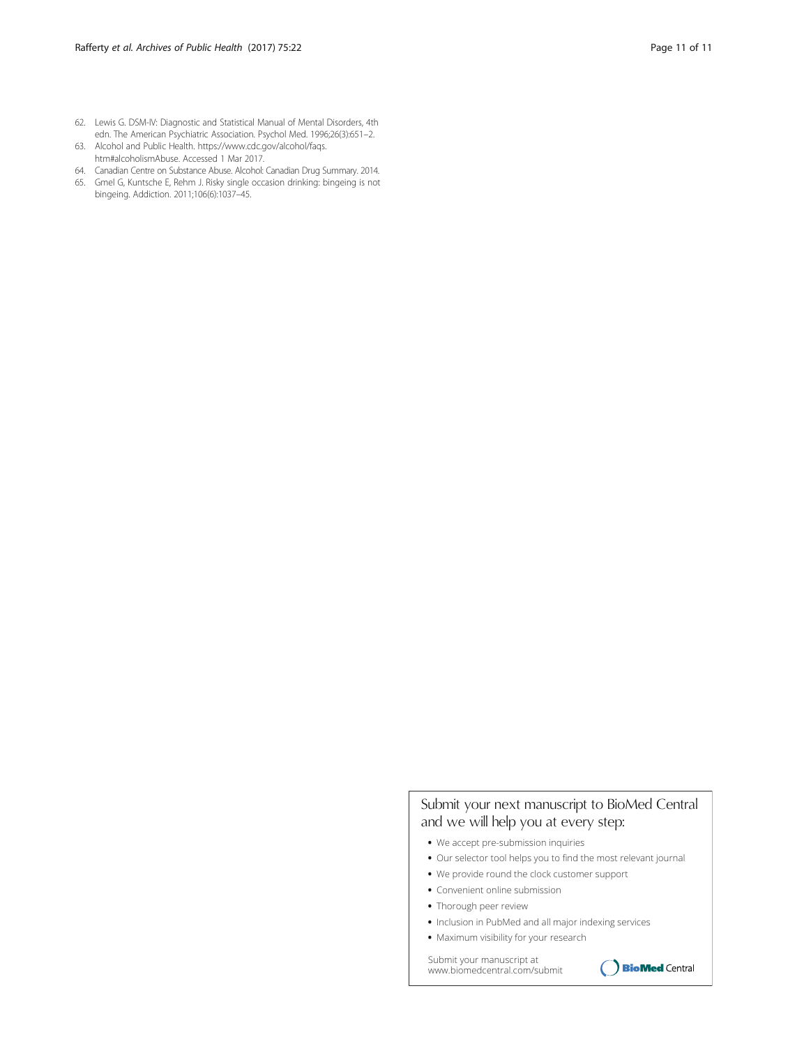62. Lewis G. DSM-IV: Diagnostic and Statistical Manual of Mental Disorders, 4th edn. The American Psychiatric Association. Psychol Med. 1996;26(3):651–2.
63. Alcohol and Public Health. https://www.cdc.gov/alcohol/faqs.htm#alcoholismAbuse. Accessed 1 Mar 2017.
64. Canadian Centre on Substance Abuse. Alcohol: Canadian Drug Summary. 2014.
65. Gmel G, Kuntsche E, Rehm J. Risky single occasion drinking: bingeing is not bingeing. Addiction. 2011;106(6):1037–45.

Submit your next manuscript to BioMed Central and we will help you at every step:

- We accept pre-submission inquiries
- Our selector tool helps you to find the most relevant journal
- We provide round the clock customer support
- Convenient online submission
- Thorough peer review
- Inclusion in PubMed and all major indexing services
- Maximum visibility for your research

Submit your manuscript at
www.biomedcentral.com/submit

BioMed Central